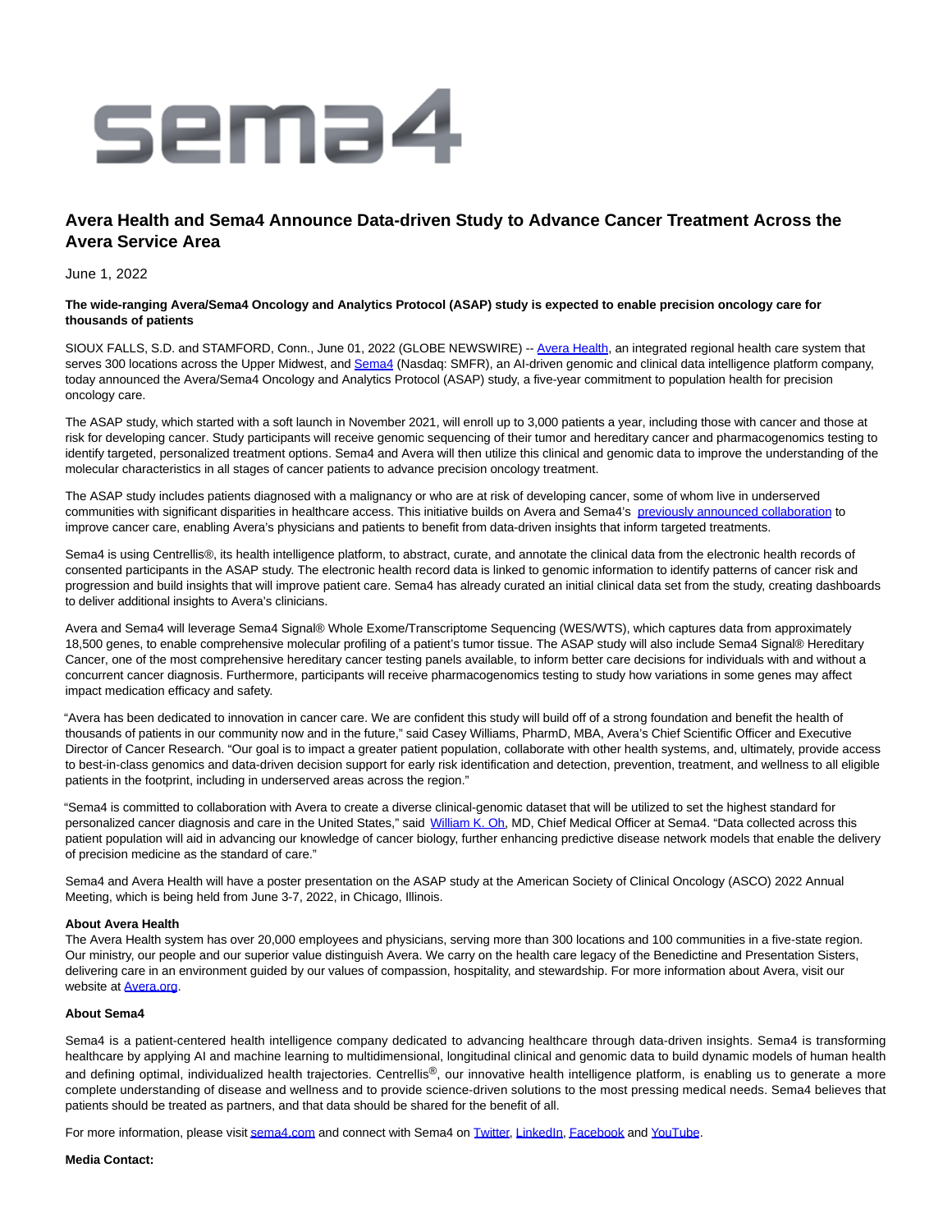# Avera Health and Sema4 Announce Data-driven Study to Advance Cancer Treatment Across the Avera Service Area

June 1, 2022

**The wide-ranging Avera/Sema4 Oncology and Analytics Protocol (ASAP) study is expected to enable precision oncology care for thousands of patients**

SIOUX FALLS, S.D. and STAMFORD, Conn., June 01, 2022 (GLOBE NEWSWIRE) -- Avera Health, an integrated regional health care system that serves 300 locations across the Upper Midwest, and Sema4 (Nasdaq: SMFR), an AI-driven genomic and clinical data intelligence platform company, today announced the Avera/Sema4 Oncology and Analytics Protocol (ASAP) study, a five-year commitment to population health for precision oncology care.

The ASAP study, which started with a soft launch in November 2021, will enroll up to 3,000 patients a year, including those with cancer and those at risk for developing cancer. Study participants will receive genomic sequencing of their tumor and hereditary cancer and pharmacogenomics testing to identify targeted, personalized treatment options. Sema4 and Avera will then utilize this clinical and genomic data to improve the understanding of the molecular characteristics in all stages of cancer patients to advance precision oncology treatment.

The ASAP study includes patients diagnosed with a malignancy or who are at risk of developing cancer, some of whom live in underserved communities with significant disparities in healthcare access. This initiative builds on Avera and Sema4's previously announced collaboration to improve cancer care, enabling Avera's physicians and patients to benefit from data-driven insights that inform targeted treatments.

Sema4 is using Centrellis®, its health intelligence platform, to abstract, curate, and annotate the clinical data from the electronic health records of consented participants in the ASAP study. The electronic health record data is linked to genomic information to identify patterns of cancer risk and progression and build insights that will improve patient care. Sema4 has already curated an initial clinical data set from the study, creating dashboards to deliver additional insights to Avera's clinicians.

Avera and Sema4 will leverage Sema4 Signal® Whole Exome/Transcriptome Sequencing (WES/WTS), which captures data from approximately 18,500 genes, to enable comprehensive molecular profiling of a patient's tumor tissue. The ASAP study will also include Sema4 Signal® Hereditary Cancer, one of the most comprehensive hereditary cancer testing panels available, to inform better care decisions for individuals with and without a concurrent cancer diagnosis. Furthermore, participants will receive pharmacogenomics testing to study how variations in some genes may affect impact medication efficacy and safety.

"Avera has been dedicated to innovation in cancer care. We are confident this study will build off of a strong foundation and benefit the health of thousands of patients in our community now and in the future," said Casey Williams, PharmD, MBA, Avera's Chief Scientific Officer and Executive Director of Cancer Research. "Our goal is to impact a greater patient population, collaborate with other health systems, and, ultimately, provide access to best-in-class genomics and data-driven decision support for early risk identification and detection, prevention, treatment, and wellness to all eligible patients in the footprint, including in underserved areas across the region."

"Sema4 is committed to collaboration with Avera to create a diverse clinical-genomic dataset that will be utilized to set the highest standard for personalized cancer diagnosis and care in the United States," said William K. Oh, MD, Chief Medical Officer at Sema4. "Data collected across this patient population will aid in advancing our knowledge of cancer biology, further enhancing predictive disease network models that enable the delivery of precision medicine as the standard of care."

Sema4 and Avera Health will have a poster presentation on the ASAP study at the American Society of Clinical Oncology (ASCO) 2022 Annual Meeting, which is being held from June 3-7, 2022, in Chicago, Illinois.

**About Avera Health**
The Avera Health system has over 20,000 employees and physicians, serving more than 300 locations and 100 communities in a five-state region. Our ministry, our people and our superior value distinguish Avera. We carry on the health care legacy of the Benedictine and Presentation Sisters, delivering care in an environment guided by our values of compassion, hospitality, and stewardship. For more information about Avera, visit our website at Avera.org.

**About Sema4**

Sema4 is a patient-centered health intelligence company dedicated to advancing healthcare through data-driven insights. Sema4 is transforming healthcare by applying AI and machine learning to multidimensional, longitudinal clinical and genomic data to build dynamic models of human health and defining optimal, individualized health trajectories. Centrellis®, our innovative health intelligence platform, is enabling us to generate a more complete understanding of disease and wellness and to provide science-driven solutions to the most pressing medical needs. Sema4 believes that patients should be treated as partners, and that data should be shared for the benefit of all.

For more information, please visit sema4.com and connect with Sema4 on Twitter, LinkedIn, Facebook and YouTube.

**Media Contact:**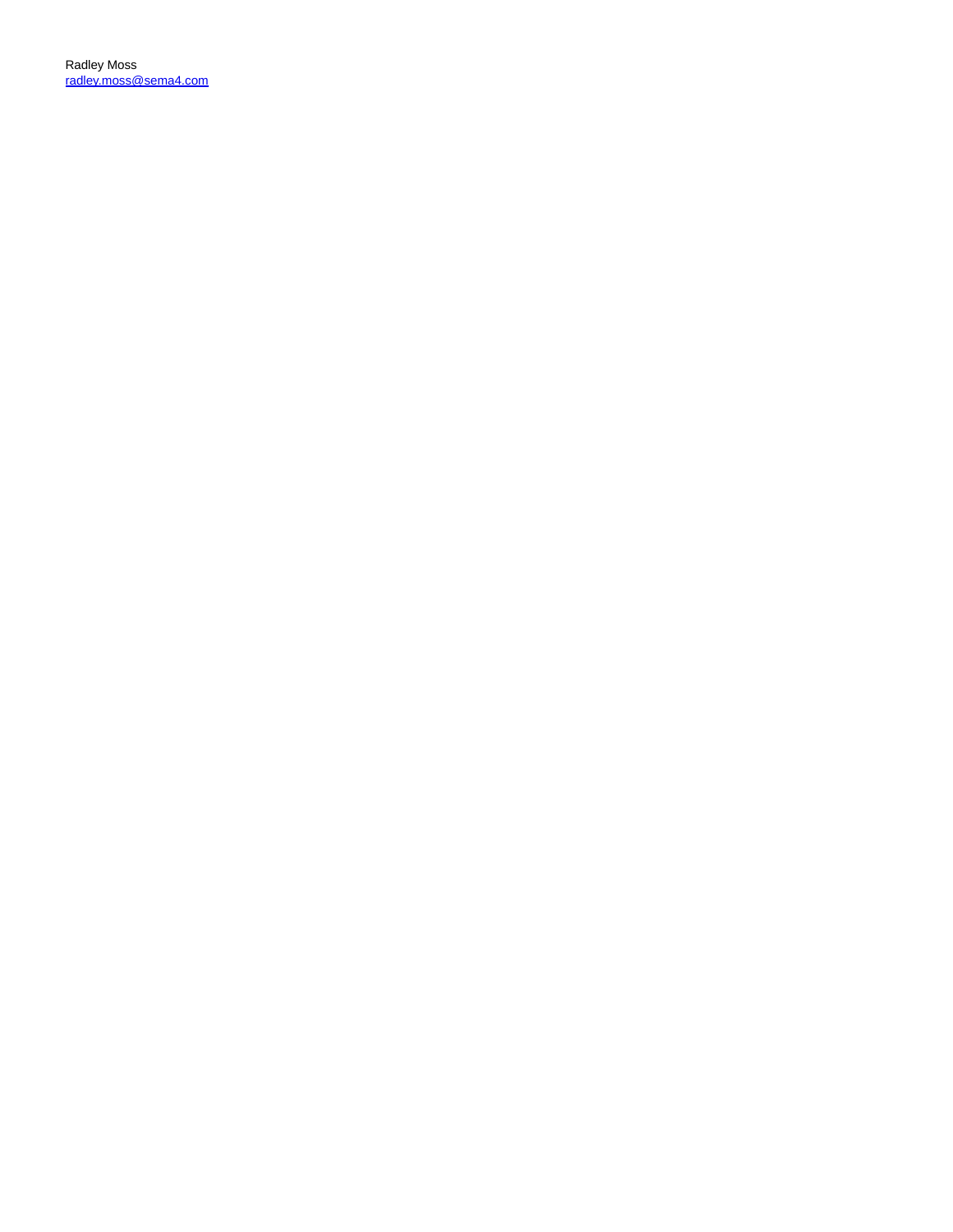Radley Moss
[radley.moss@sema4.com](mailto:radley.moss@sema4.com)